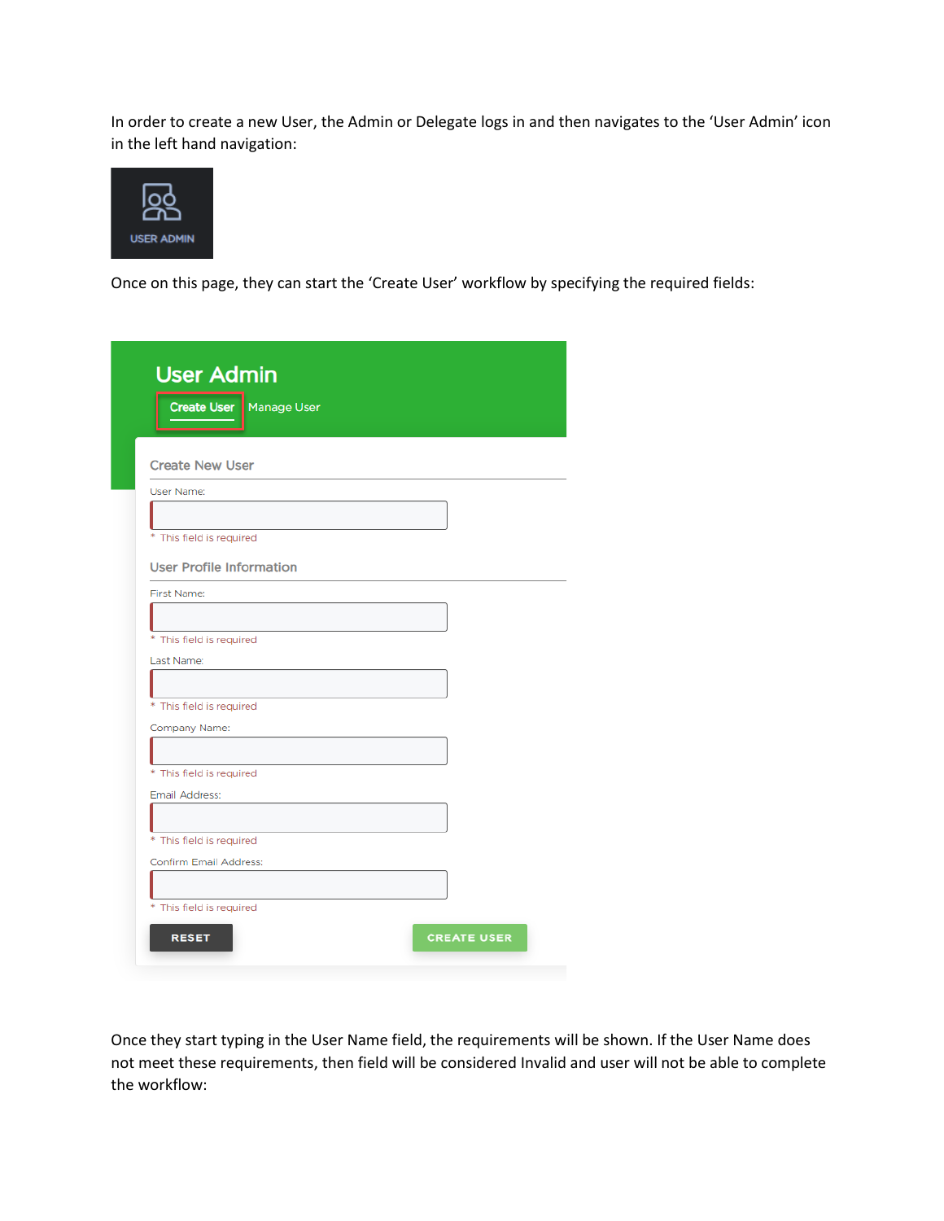In order to create a new User, the Admin or Delegate logs in and then navigates to the 'User Admin' icon in the left hand navigation:

USER ADMIN

Once on this page, they can start the 'Create User' workflow by specifying the required fields:

User Admin

Create User Manage User

Create New User

User Name:

* This field is required

User Profile Information

First Name:

* This field is required

Last Name:

* This field is required

Company Name:

* This field is required

Email Address:

* This field is required

Confirm Email Address:

* This field is required

RESET CREATE USER

Once they start typing in the User Name field, the requirements will be shown. If the User Name does not meet these requirements, then field will be considered Invalid and user will not be able to complete the workflow: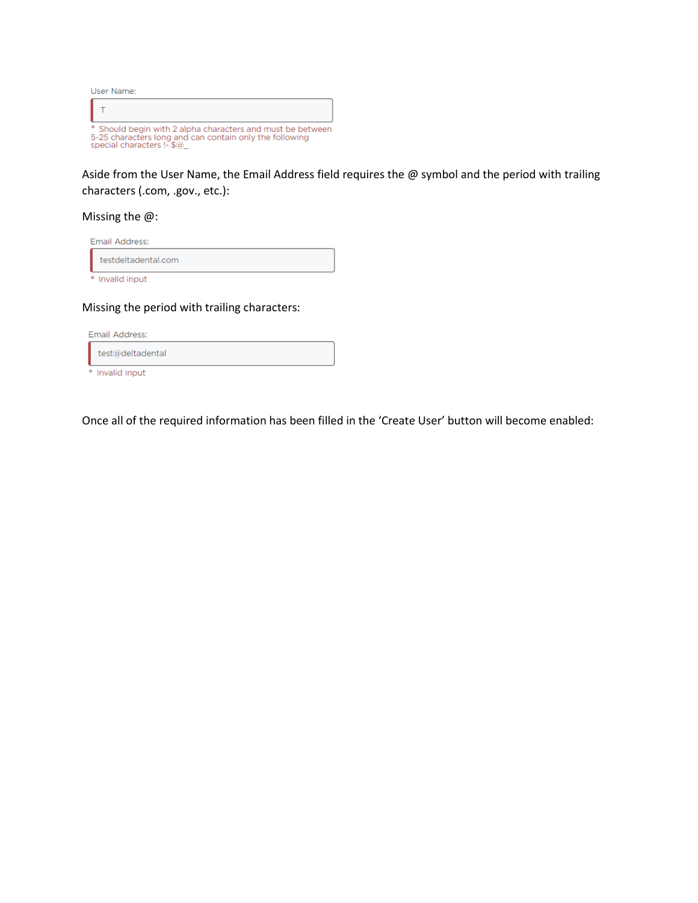User Name:

T

* Should begin with 2 alpha characters and must be between 5-25 characters long and can contain only the following special characters !-.$@_

Aside from the User Name, the Email Address field requires the @ symbol and the period with trailing characters (.com, .gov., etc.):

Missing the @:

Email Address:

testdeltadental.com

* Invalid input

Missing the period with trailing characters:

Email Address:

test@deltadental

* Invalid input

Once all of the required information has been filled in the 'Create User' button will become enabled: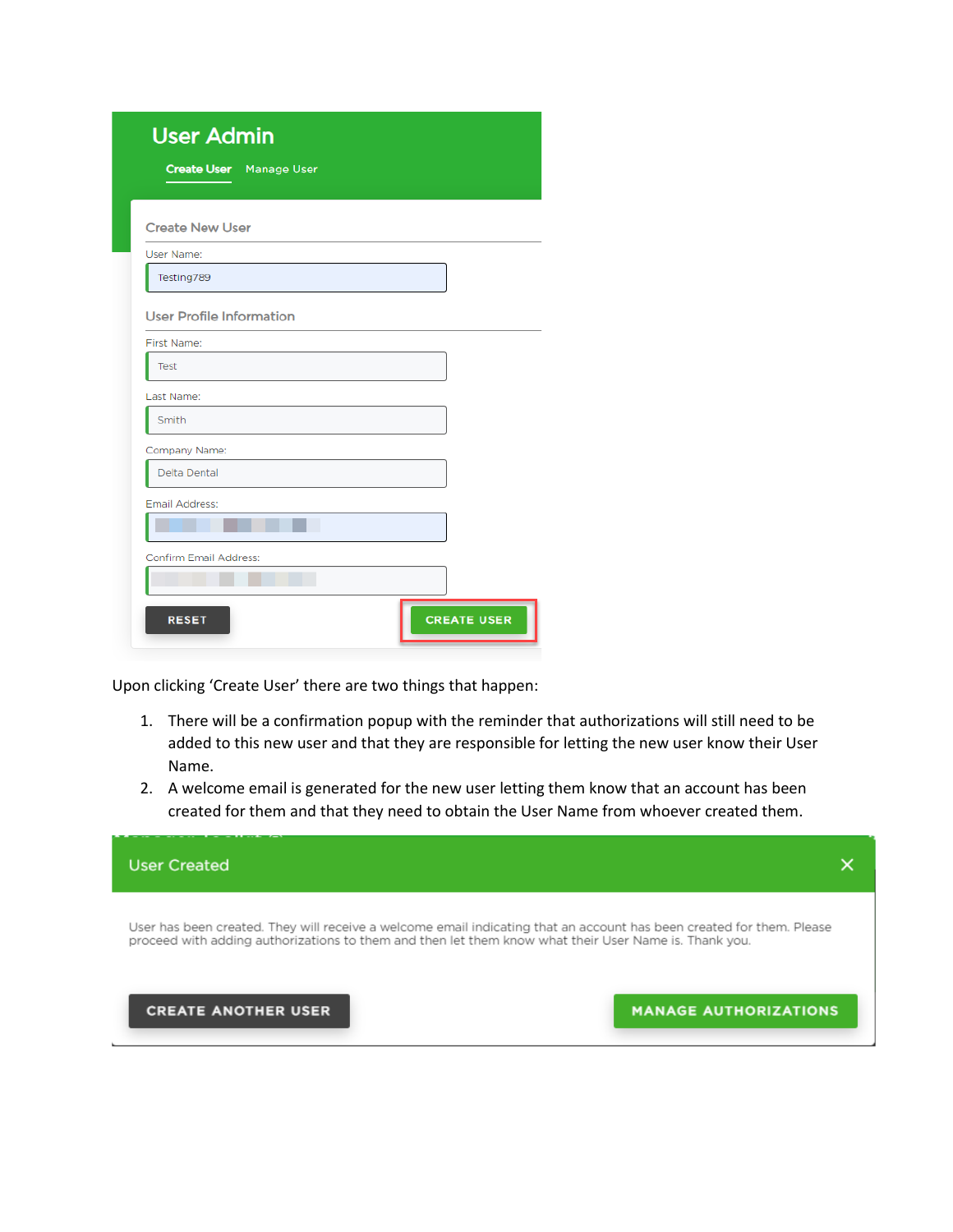# User Admin

Create User   Manage User

## Create New User

User Name:

Testing789

## User Profile Information

First Name:

Test

Last Name:

Smith

Company Name:

Delta Dental

Email Address:

Confirm Email Address:

RESET   CREATE USER

Upon clicking 'Create User' there are two things that happen:

1. There will be a confirmation popup with the reminder that authorizations will still need to be added to this new user and that they are responsible for letting the new user know their User Name.
2. A welcome email is generated for the new user letting them know that an account has been created for them and that they need to obtain the User Name from whoever created them.

## User Created

User has been created. They will receive a welcome email indicating that an account has been created for them. Please proceed with adding authorizations to them and then let them know what their User Name is. Thank you.

CREATE ANOTHER USER   MANAGE AUTHORIZATIONS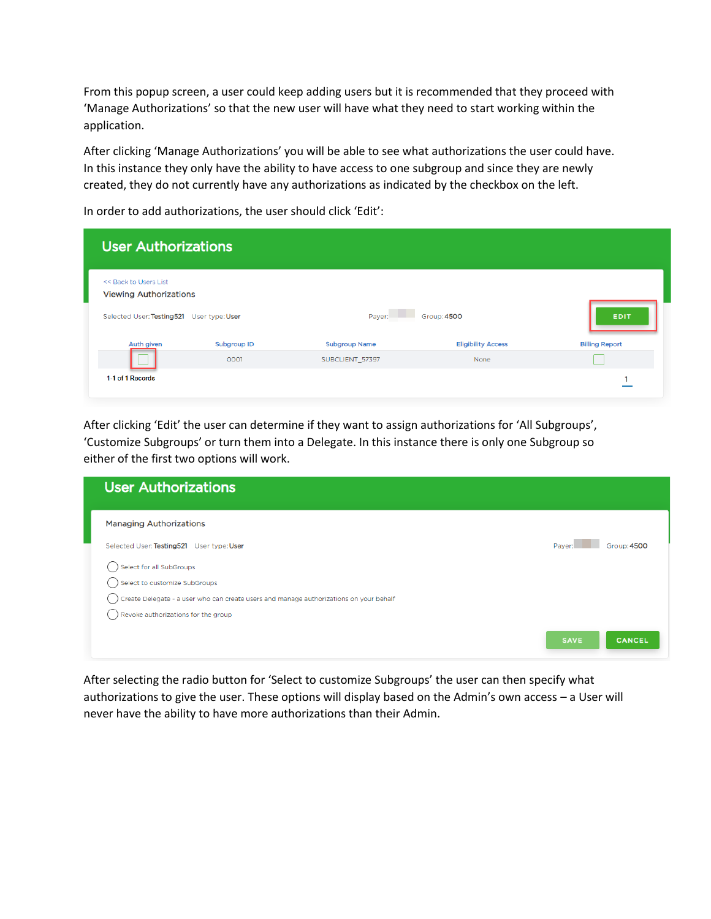From this popup screen, a user could keep adding users but it is recommended that they proceed with 'Manage Authorizations' so that the new user will have what they need to start working within the application.

After clicking 'Manage Authorizations' you will be able to see what authorizations the user could have. In this instance they only have the ability to have access to one subgroup and since they are newly created, they do not currently have any authorizations as indicated by the checkbox on the left.

In order to add authorizations, the user should click 'Edit':

**User Authorizations**

<< Back to Users List

Viewing Authorizations

Selected User: Testing521 User type: User Payer: Group: 4500 EDIT

| Auth given | Subgroup ID | Subgroup Name | Eligibility Access | Billing Report |
|---|---|---|---|---|
| ☐ | 0001 | SUBCLIENT_57397 | None | ☐ |

1-1 of 1 Records 1

After clicking 'Edit' the user can determine if they want to assign authorizations for 'All Subgroups', 'Customize Subgroups' or turn them into a Delegate. In this instance there is only one Subgroup so either of the first two options will work.

**User Authorizations**

Managing Authorizations

Selected User: Testing521 User type: User Payer: Group: 4500

- ○ Select for all SubGroups
- ○ Select to customize SubGroups
- ○ Create Delegate - a user who can create users and manage authorizations on your behalf
- ○ Revoke authorizations for the group

SAVE CANCEL

After selecting the radio button for 'Select to customize Subgroups' the user can then specify what authorizations to give the user. These options will display based on the Admin's own access – a User will never have the ability to have more authorizations than their Admin.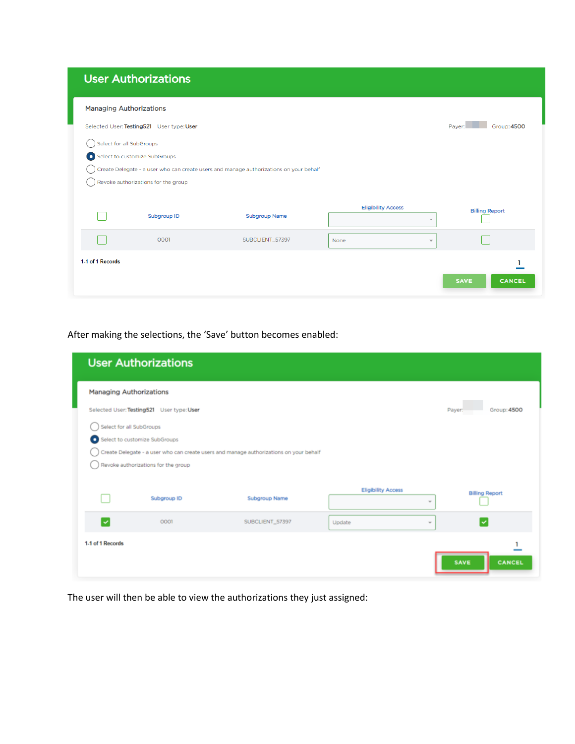## User Authorizations

Managing Authorizations

Selected User: Testing521 User type: User Payer: Group: 4500

- Select for all SubGroups
- Select to customize SubGroups
- Create Delegate - a user who can create users and manage authorizations on your behalf
- Revoke authorizations for the group

| ☐ | Subgroup ID | Subgroup Name | Eligibility Access | Billing Report |
| --- | --- | --- | --- | --- |
| ☐ | 0001 | SUBCLIENT_57397 | None | ☐ |

1-1 of 1 Records

1

SAVE CANCEL

After making the selections, the 'Save' button becomes enabled:

## User Authorizations

Managing Authorizations

Selected User: Testing521 User type: User Payer: Group: 4500

- Select for all SubGroups
- Select to customize SubGroups
- Create Delegate - a user who can create users and manage authorizations on your behalf
- Revoke authorizations for the group

| ☐ | Subgroup ID | Subgroup Name | Eligibility Access | Billing Report |
| --- | --- | --- | --- | --- |
| ☑ | 0001 | SUBCLIENT_57397 | Update | ☑ |

1-1 of 1 Records

1

SAVE CANCEL

The user will then be able to view the authorizations they just assigned: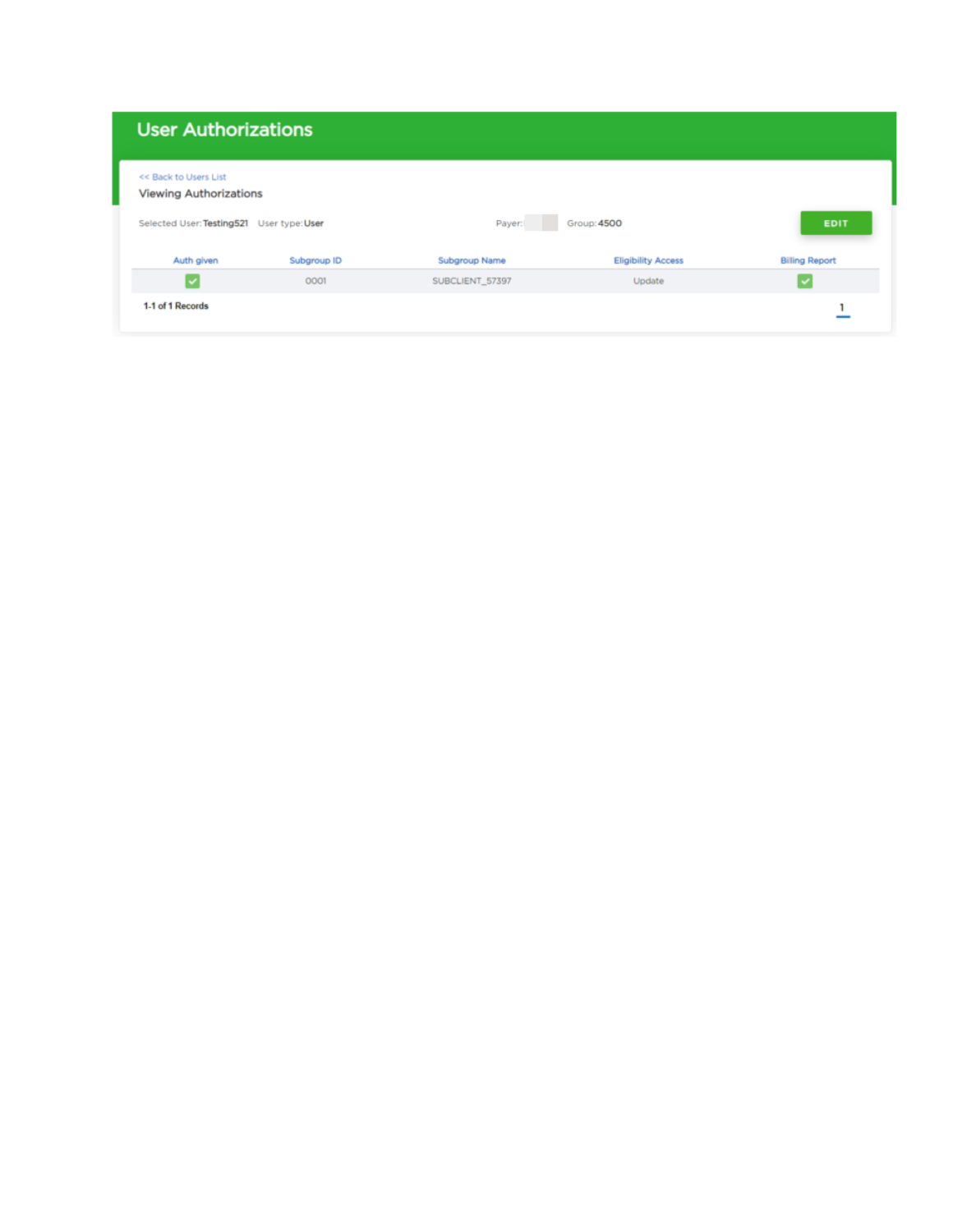# User Authorizations

<< Back to Users List

Viewing Authorizations

Selected User: Testing521 User type: User Payer: Group: 4500

EDIT

| Auth given | Subgroup ID | Subgroup Name | Eligibility Access | Billing Report |
|---|---|---|---|---|
| ✓ | 0001 | SUBCLIENT_57397 | Update | ✓ |

1-1 of 1 Records

1